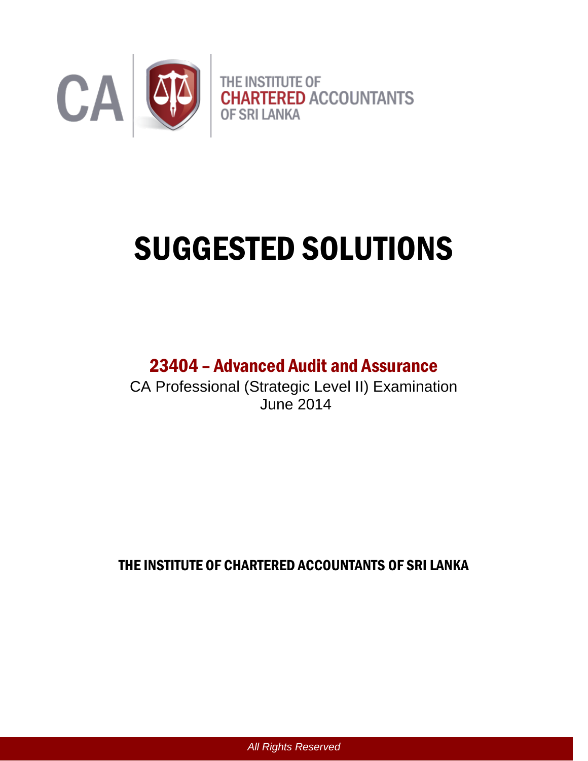CA | THE INSTITUTE OF CHARTERED ACCOUNTANTS OF SRI LANKA

# SUGGESTED SOLUTIONS

## 23404 – Advanced Audit and Assurance

CA Professional (Strategic Level II) Examination
June 2014

**THE INSTITUTE OF CHARTERED ACCOUNTANTS OF SRI LANKA**

*All Rights Reserved*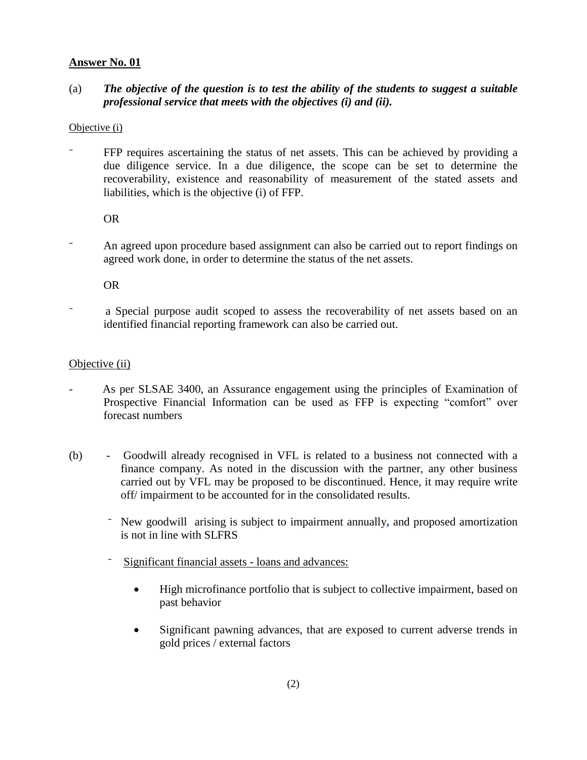**<u>Answer No. 01</u>**

(a) ***The objective of the question is to test the ability of the students to suggest a suitable professional service that meets with the objectives (i) and (ii).***

<u>Objective (i)</u>

- FFP requires ascertaining the status of net assets. This can be achieved by providing a due diligence service. In a due diligence, the scope can be set to determine the recoverability, existence and reasonability of measurement of the stated assets and liabilities, which is the objective (i) of FFP.

  OR

- An agreed upon procedure based assignment can also be carried out to report findings on agreed work done, in order to determine the status of the net assets.

  OR

- a Special purpose audit scoped to assess the recoverability of net assets based on an identified financial reporting framework can also be carried out.

<u>Objective (ii)</u>

- As per SLSAE 3400, an Assurance engagement using the principles of Examination of Prospective Financial Information can be used as FFP is expecting "comfort" over forecast numbers

(b)
- Goodwill already recognised in VFL is related to a business not connected with a finance company. As noted in the discussion with the partner, any other business carried out by VFL may be proposed to be discontinued. Hence, it may require write off/ impairment to be accounted for in the consolidated results.
- New goodwill arising is subject to impairment annually, and proposed amortization is not in line with SLFRS
- <u>Significant financial assets - loans and advances:</u>
  - High microfinance portfolio that is subject to collective impairment, based on past behavior
  - Significant pawning advances, that are exposed to current adverse trends in gold prices / external factors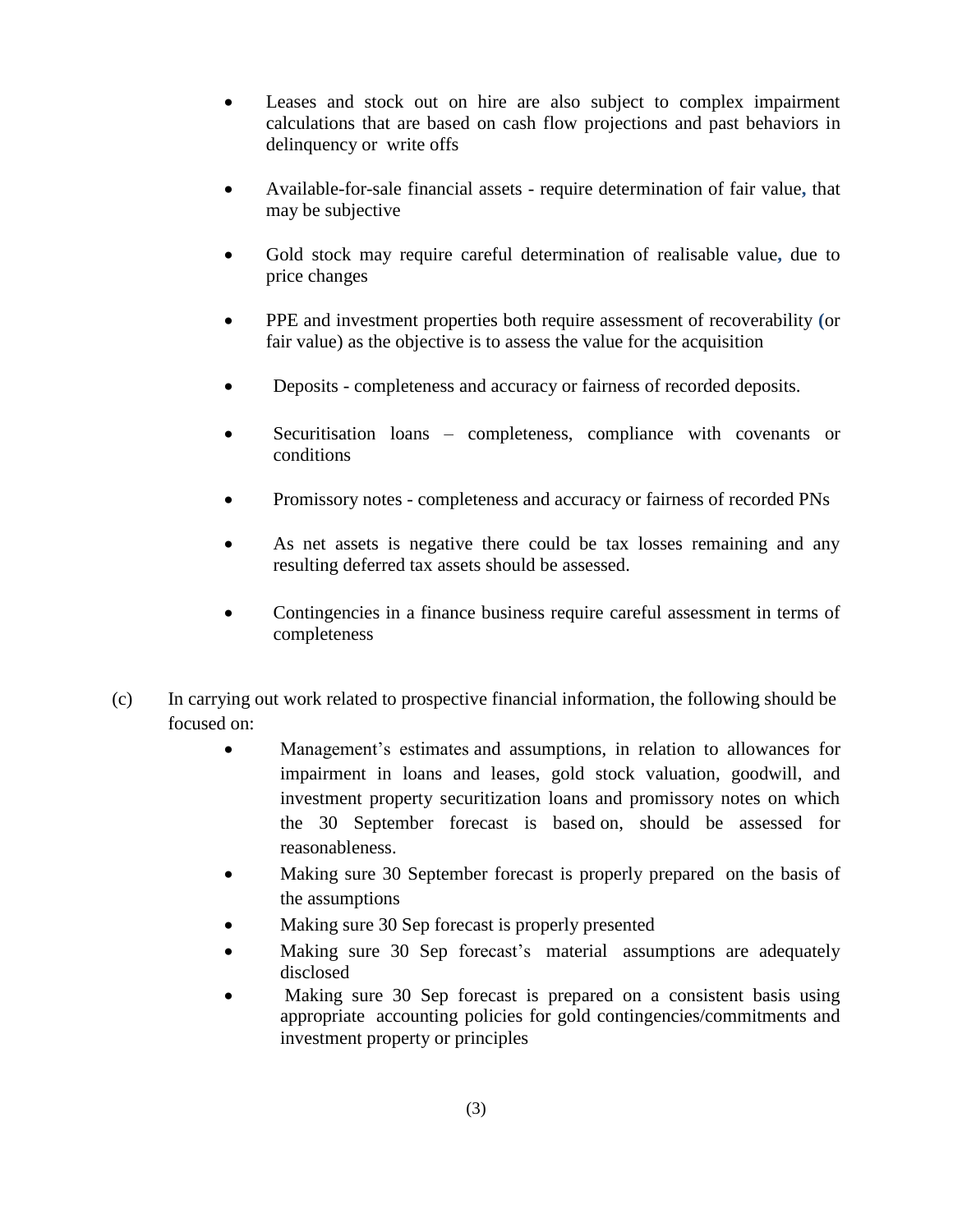- Leases and stock out on hire are also subject to complex impairment calculations that are based on cash flow projections and past behaviors in delinquency or write offs

- Available-for-sale financial assets - require determination of fair value, that may be subjective

- Gold stock may require careful determination of realisable value, due to price changes

- PPE and investment properties both require assessment of recoverability (or fair value) as the objective is to assess the value for the acquisition

- Deposits - completeness and accuracy or fairness of recorded deposits.

- Securitisation loans – completeness, compliance with covenants or conditions

- Promissory notes - completeness and accuracy or fairness of recorded PNs

- As net assets is negative there could be tax losses remaining and any resulting deferred tax assets should be assessed.

- Contingencies in a finance business require careful assessment in terms of completeness

(c) In carrying out work related to prospective financial information, the following should be focused on:

- Management's estimates and assumptions, in relation to allowances for impairment in loans and leases, gold stock valuation, goodwill, and investment property securitization loans and promissory notes on which the 30 September forecast is based on, should be assessed for reasonableness.
- Making sure 30 September forecast is properly prepared on the basis of the assumptions
- Making sure 30 Sep forecast is properly presented
- Making sure 30 Sep forecast's material assumptions are adequately disclosed
- Making sure 30 Sep forecast is prepared on a consistent basis using appropriate accounting policies for gold contingencies/commitments and investment property or principles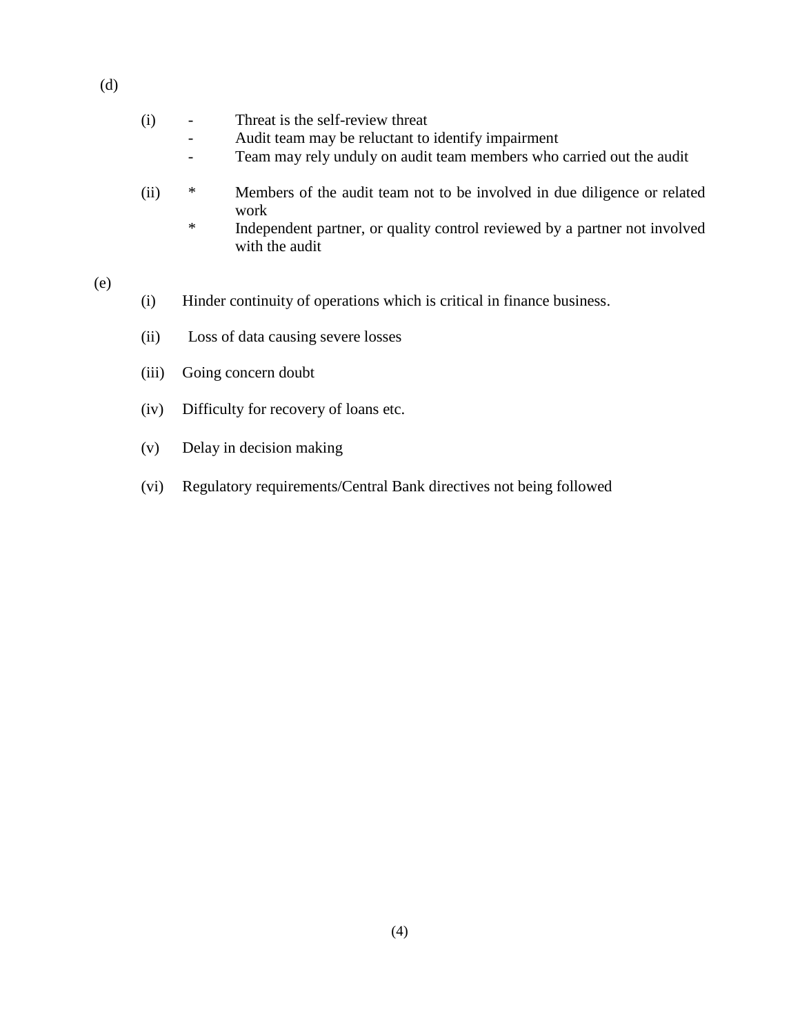(d)

(i)
- Threat is the self-review threat
- Audit team may be reluctant to identify impairment
- Team may rely unduly on audit team members who carried out the audit

(ii)
* Members of the audit team not to be involved in due diligence or related work
* Independent partner, or quality control reviewed by a partner not involved with the audit

(e)

(i) Hinder continuity of operations which is critical in finance business.

(ii) Loss of data causing severe losses

(iii) Going concern doubt

(iv) Difficulty for recovery of loans etc.

(v) Delay in decision making

(vi) Regulatory requirements/Central Bank directives not being followed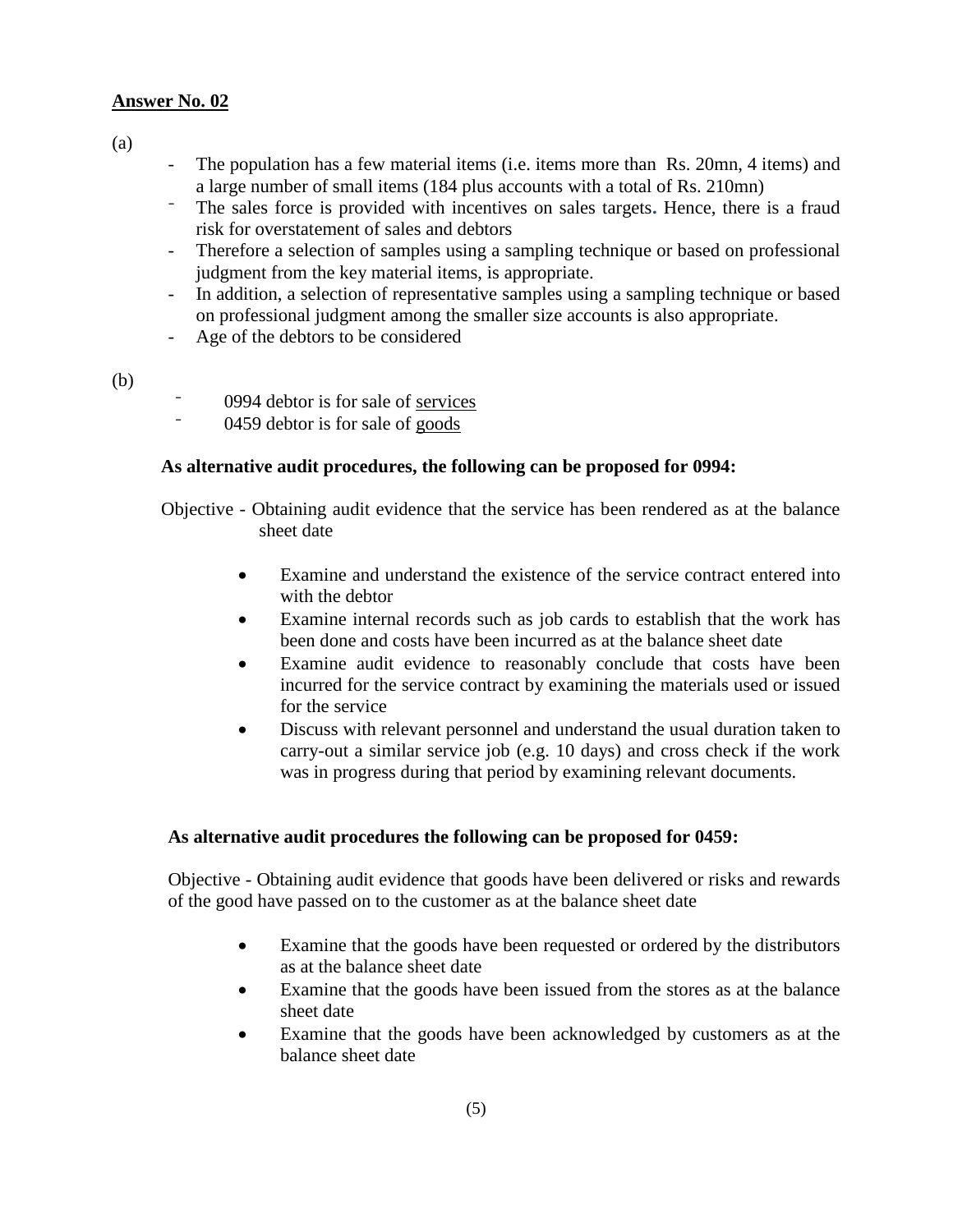**<u>Answer No. 02</u>**

(a)

- The population has a few material items (i.e. items more than Rs. 20mn, 4 items) and a large number of small items (184 plus accounts with a total of Rs. 210mn)
- The sales force is provided with incentives on sales targets. Hence, there is a fraud risk for overstatement of sales and debtors
- Therefore a selection of samples using a sampling technique or based on professional judgment from the key material items, is appropriate.
- In addition, a selection of representative samples using a sampling technique or based on professional judgment among the smaller size accounts is also appropriate.
- Age of the debtors to be considered

(b)

- 0994 debtor is for sale of <u>services</u>
- 0459 debtor is for sale of <u>goods</u>

**As alternative audit procedures, the following can be proposed for 0994:**

Objective - Obtaining audit evidence that the service has been rendered as at the balance sheet date

- Examine and understand the existence of the service contract entered into with the debtor
- Examine internal records such as job cards to establish that the work has been done and costs have been incurred as at the balance sheet date
- Examine audit evidence to reasonably conclude that costs have been incurred for the service contract by examining the materials used or issued for the service
- Discuss with relevant personnel and understand the usual duration taken to carry-out a similar service job (e.g. 10 days) and cross check if the work was in progress during that period by examining relevant documents.

**As alternative audit procedures the following can be proposed for 0459:**

Objective - Obtaining audit evidence that goods have been delivered or risks and rewards of the good have passed on to the customer as at the balance sheet date

- Examine that the goods have been requested or ordered by the distributors as at the balance sheet date
- Examine that the goods have been issued from the stores as at the balance sheet date
- Examine that the goods have been acknowledged by customers as at the balance sheet date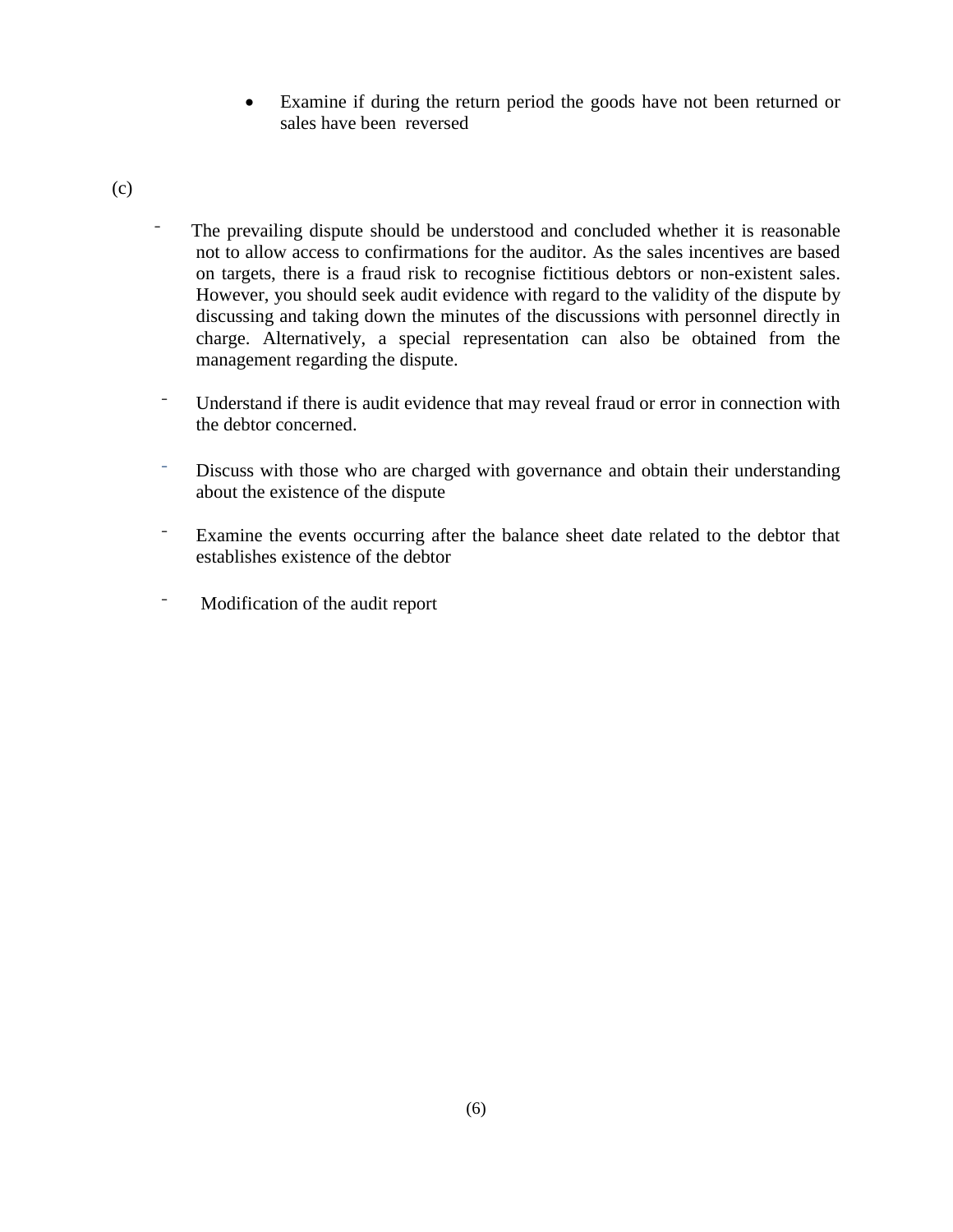- Examine if during the return period the goods have not been returned or sales have been reversed

(c)

- The prevailing dispute should be understood and concluded whether it is reasonable not to allow access to confirmations for the auditor. As the sales incentives are based on targets, there is a fraud risk to recognise fictitious debtors or non-existent sales. However, you should seek audit evidence with regard to the validity of the dispute by discussing and taking down the minutes of the discussions with personnel directly in charge. Alternatively, a special representation can also be obtained from the management regarding the dispute.

- Understand if there is audit evidence that may reveal fraud or error in connection with the debtor concerned.

- Discuss with those who are charged with governance and obtain their understanding about the existence of the dispute

- Examine the events occurring after the balance sheet date related to the debtor that establishes existence of the debtor

- Modification of the audit report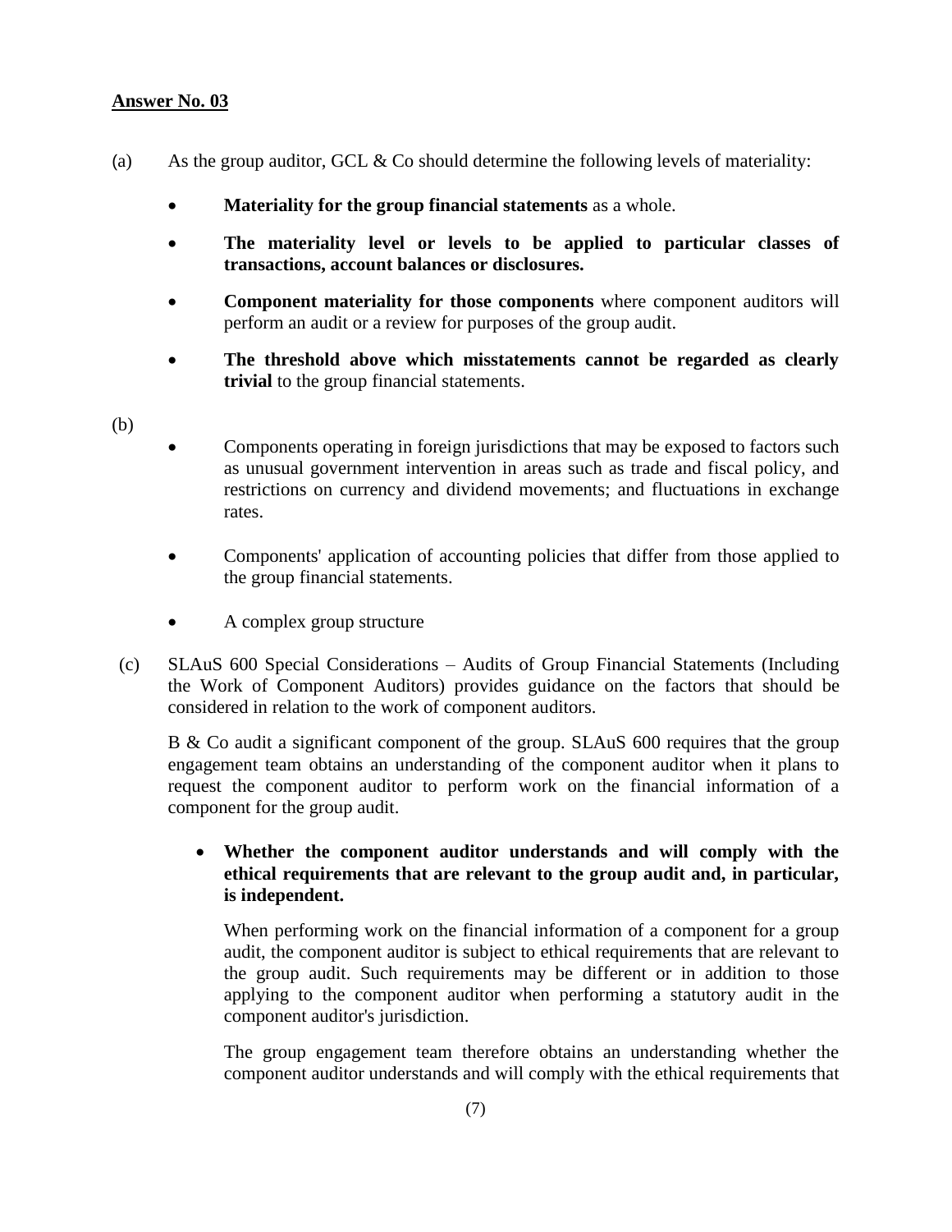**Answer No. 03**

(a) As the group auditor, GCL & Co should determine the following levels of materiality:

- **Materiality for the group financial statements** as a whole.
- **The materiality level or levels to be applied to particular classes of transactions, account balances or disclosures.**
- **Component materiality for those components** where component auditors will perform an audit or a review for purposes of the group audit.
- **The threshold above which misstatements cannot be regarded as clearly trivial** to the group financial statements.

(b)

- Components operating in foreign jurisdictions that may be exposed to factors such as unusual government intervention in areas such as trade and fiscal policy, and restrictions on currency and dividend movements; and fluctuations in exchange rates.
- Components' application of accounting policies that differ from those applied to the group financial statements.
- A complex group structure

(c) SLAuS 600 Special Considerations – Audits of Group Financial Statements (Including the Work of Component Auditors) provides guidance on the factors that should be considered in relation to the work of component auditors.

B & Co audit a significant component of the group. SLAuS 600 requires that the group engagement team obtains an understanding of the component auditor when it plans to request the component auditor to perform work on the financial information of a component for the group audit.

- **Whether the component auditor understands and will comply with the ethical requirements that are relevant to the group audit and, in particular, is independent.**

  When performing work on the financial information of a component for a group audit, the component auditor is subject to ethical requirements that are relevant to the group audit. Such requirements may be different or in addition to those applying to the component auditor when performing a statutory audit in the component auditor's jurisdiction.

  The group engagement team therefore obtains an understanding whether the component auditor understands and will comply with the ethical requirements that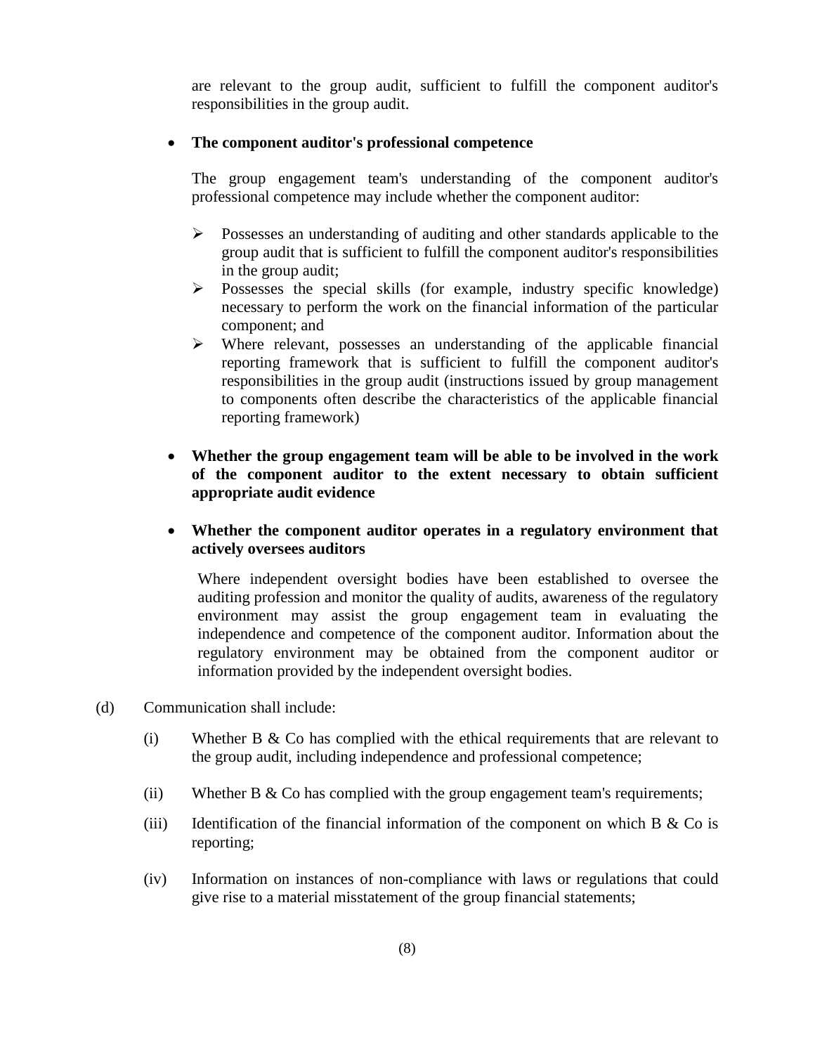are relevant to the group audit, sufficient to fulfill the component auditor's responsibilities in the group audit.

- **The component auditor's professional competence**

  The group engagement team's understanding of the component auditor's professional competence may include whether the component auditor:

  - Possesses an understanding of auditing and other standards applicable to the group audit that is sufficient to fulfill the component auditor's responsibilities in the group audit;
  - Possesses the special skills (for example, industry specific knowledge) necessary to perform the work on the financial information of the particular component; and
  - Where relevant, possesses an understanding of the applicable financial reporting framework that is sufficient to fulfill the component auditor's responsibilities in the group audit (instructions issued by group management to components often describe the characteristics of the applicable financial reporting framework)

- **Whether the group engagement team will be able to be involved in the work of the component auditor to the extent necessary to obtain sufficient appropriate audit evidence**

- **Whether the component auditor operates in a regulatory environment that actively oversees auditors**

  Where independent oversight bodies have been established to oversee the auditing profession and monitor the quality of audits, awareness of the regulatory environment may assist the group engagement team in evaluating the independence and competence of the component auditor. Information about the regulatory environment may be obtained from the component auditor or information provided by the independent oversight bodies.

(d) Communication shall include:

(i) Whether B & Co has complied with the ethical requirements that are relevant to the group audit, including independence and professional competence;

(ii) Whether B & Co has complied with the group engagement team's requirements;

(iii) Identification of the financial information of the component on which B & Co is reporting;

(iv) Information on instances of non-compliance with laws or regulations that could give rise to a material misstatement of the group financial statements;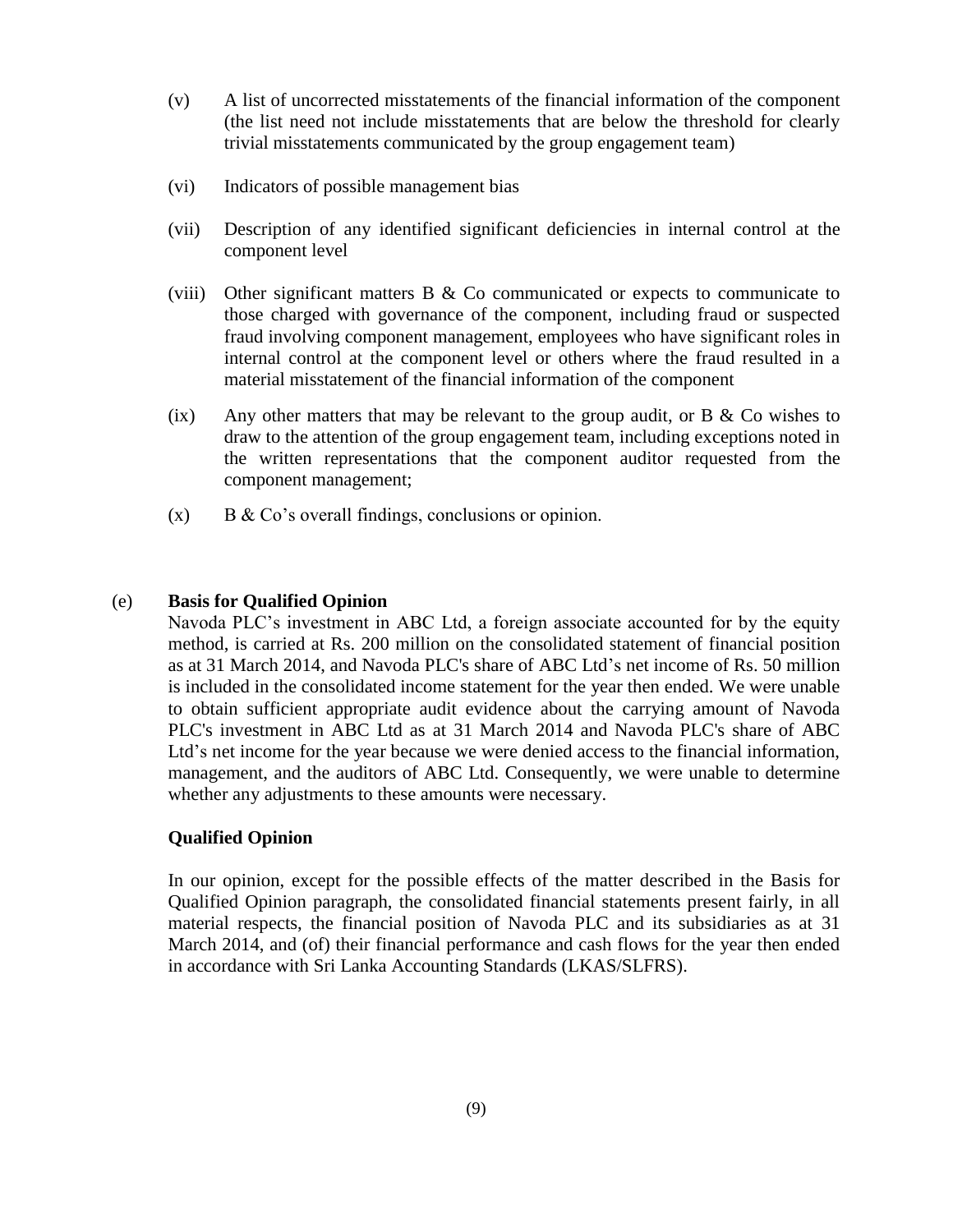(v) A list of uncorrected misstatements of the financial information of the component (the list need not include misstatements that are below the threshold for clearly trivial misstatements communicated by the group engagement team)

(vi) Indicators of possible management bias

(vii) Description of any identified significant deficiencies in internal control at the component level

(viii) Other significant matters B & Co communicated or expects to communicate to those charged with governance of the component, including fraud or suspected fraud involving component management, employees who have significant roles in internal control at the component level or others where the fraud resulted in a material misstatement of the financial information of the component

(ix) Any other matters that may be relevant to the group audit, or B & Co wishes to draw to the attention of the group engagement team, including exceptions noted in the written representations that the component auditor requested from the component management;

(x) B & Co's overall findings, conclusions or opinion.

(e) **Basis for Qualified Opinion**

Navoda PLC's investment in ABC Ltd, a foreign associate accounted for by the equity method, is carried at Rs. 200 million on the consolidated statement of financial position as at 31 March 2014, and Navoda PLC's share of ABC Ltd's net income of Rs. 50 million is included in the consolidated income statement for the year then ended. We were unable to obtain sufficient appropriate audit evidence about the carrying amount of Navoda PLC's investment in ABC Ltd as at 31 March 2014 and Navoda PLC's share of ABC Ltd's net income for the year because we were denied access to the financial information, management, and the auditors of ABC Ltd. Consequently, we were unable to determine whether any adjustments to these amounts were necessary.

**Qualified Opinion**

In our opinion, except for the possible effects of the matter described in the Basis for Qualified Opinion paragraph, the consolidated financial statements present fairly, in all material respects, the financial position of Navoda PLC and its subsidiaries as at 31 March 2014, and (of) their financial performance and cash flows for the year then ended in accordance with Sri Lanka Accounting Standards (LKAS/SLFRS).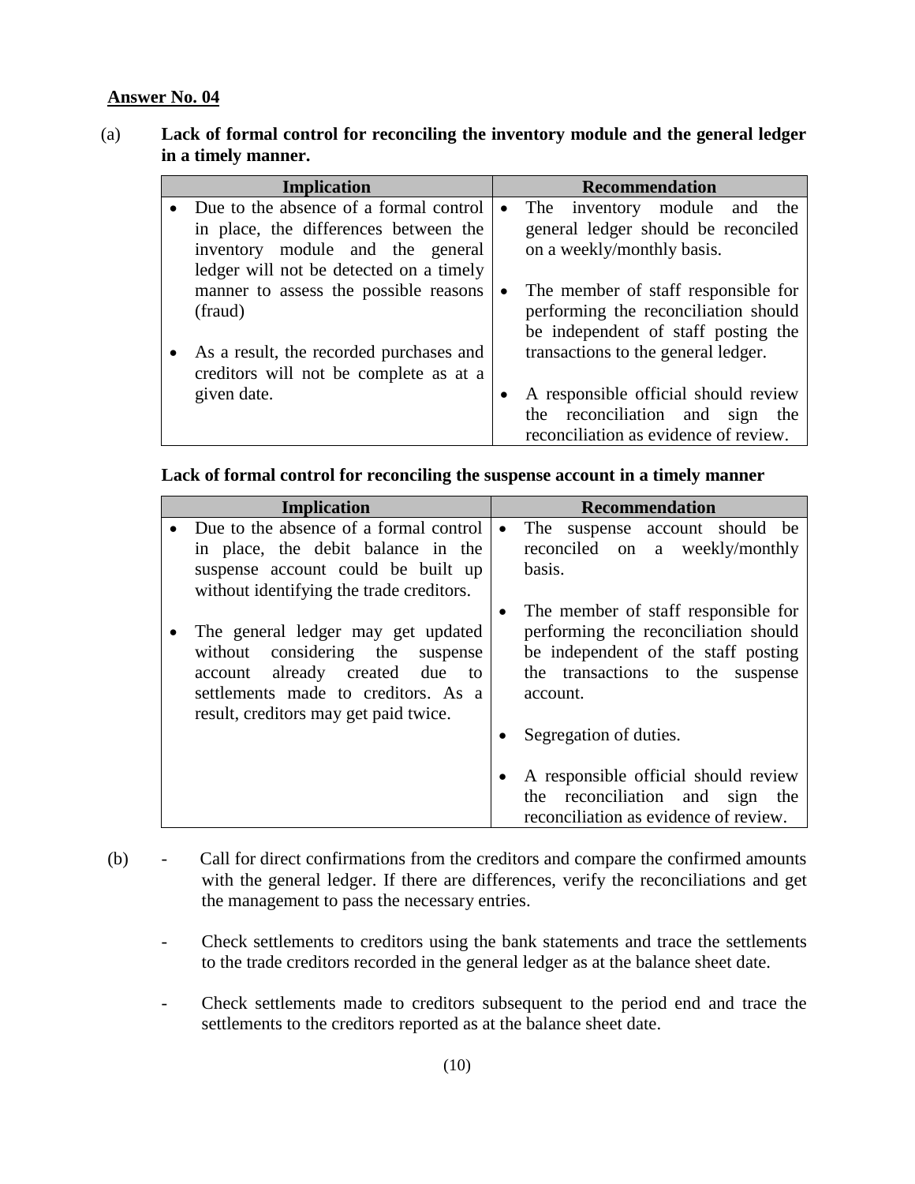**Answer No. 04**

(a) **Lack of formal control for reconciling the inventory module and the general ledger in a timely manner.**

| Implication | Recommendation |
|---|---|
| • Due to the absence of a formal control in place, the differences between the inventory module and the general ledger will not be detected on a timely manner to assess the possible reasons (fraud)<br><br>• As a result, the recorded purchases and creditors will not be complete as at a given date. | • The inventory module and the general ledger should be reconciled on a weekly/monthly basis.<br><br>• The member of staff responsible for performing the reconciliation should be independent of staff posting the transactions to the general ledger.<br><br>• A responsible official should review the reconciliation and sign the reconciliation as evidence of review. |

**Lack of formal control for reconciling the suspense account in a timely manner**

| Implication | Recommendation |
|---|---|
| • Due to the absence of a formal control in place, the debit balance in the suspense account could be built up without identifying the trade creditors.<br><br>• The general ledger may get updated without considering the suspense account already created due to settlements made to creditors. As a result, creditors may get paid twice. | • The suspense account should be reconciled on a weekly/monthly basis.<br><br>• The member of staff responsible for performing the reconciliation should be independent of the staff posting the transactions to the suspense account.<br><br>• Segregation of duties.<br><br>• A responsible official should review the reconciliation and sign the reconciliation as evidence of review. |

(b)

- Call for direct confirmations from the creditors and compare the confirmed amounts with the general ledger. If there are differences, verify the reconciliations and get the management to pass the necessary entries.

- Check settlements to creditors using the bank statements and trace the settlements to the trade creditors recorded in the general ledger as at the balance sheet date.

- Check settlements made to creditors subsequent to the period end and trace the settlements to the creditors reported as at the balance sheet date.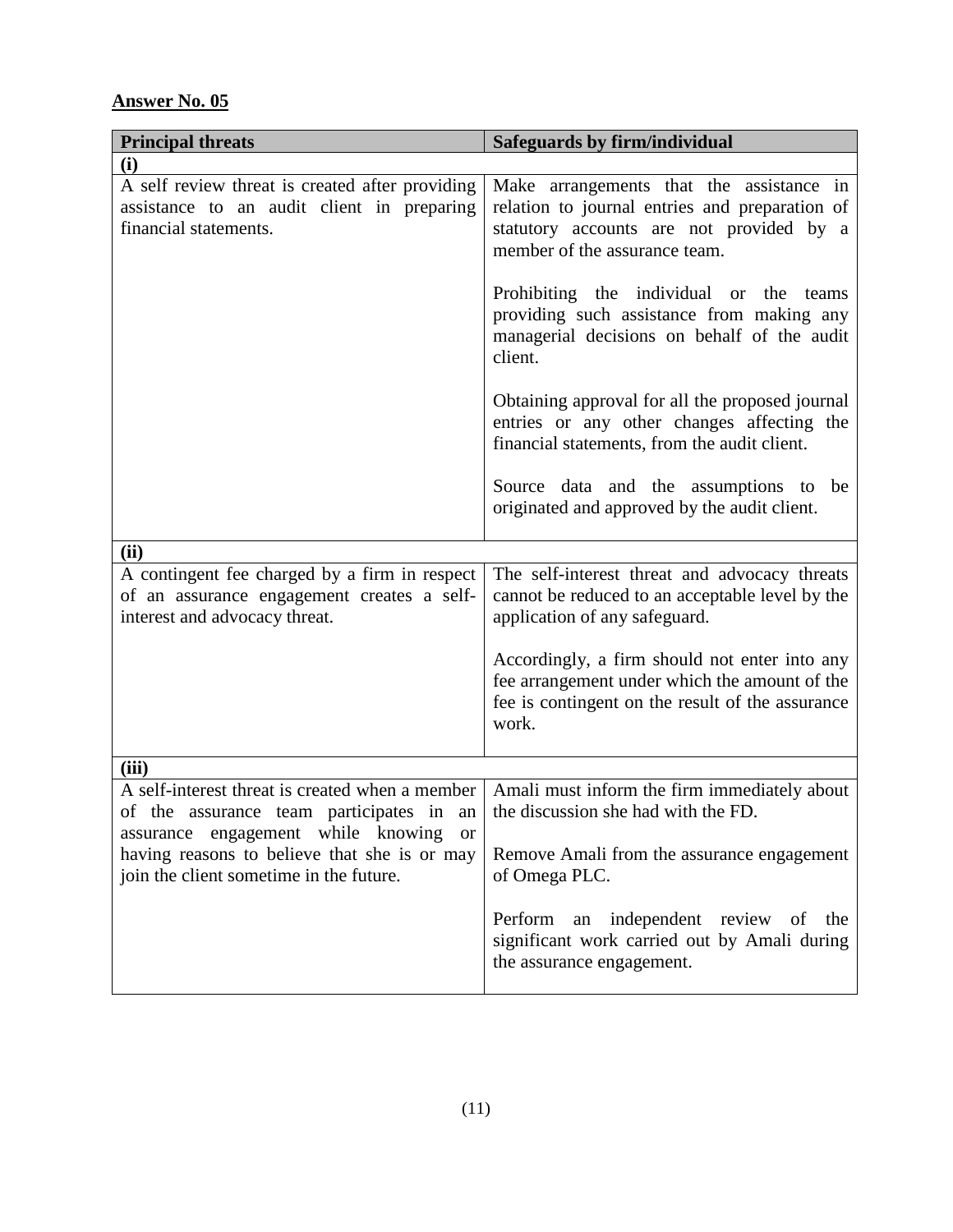**Answer No. 05**

| Principal threats | Safeguards by firm/individual |
|---|---|
| **(i)** | |
| A self review threat is created after providing assistance to an audit client in preparing financial statements. | Make arrangements that the assistance in relation to journal entries and preparation of statutory accounts are not provided by a member of the assurance team.<br><br>Prohibiting the individual or the teams providing such assistance from making any managerial decisions on behalf of the audit client.<br><br>Obtaining approval for all the proposed journal entries or any other changes affecting the financial statements, from the audit client.<br><br>Source data and the assumptions to be originated and approved by the audit client. |
| **(ii)** | |
| A contingent fee charged by a firm in respect of an assurance engagement creates a self-interest and advocacy threat. | The self-interest threat and advocacy threats cannot be reduced to an acceptable level by the application of any safeguard.<br><br>Accordingly, a firm should not enter into any fee arrangement under which the amount of the fee is contingent on the result of the assurance work. |
| **(iii)** | |
| A self-interest threat is created when a member of the assurance team participates in an assurance engagement while knowing or having reasons to believe that she is or may join the client sometime in the future. | Amali must inform the firm immediately about the discussion she had with the FD.<br><br>Remove Amali from the assurance engagement of Omega PLC.<br><br>Perform an independent review of the significant work carried out by Amali during the assurance engagement. |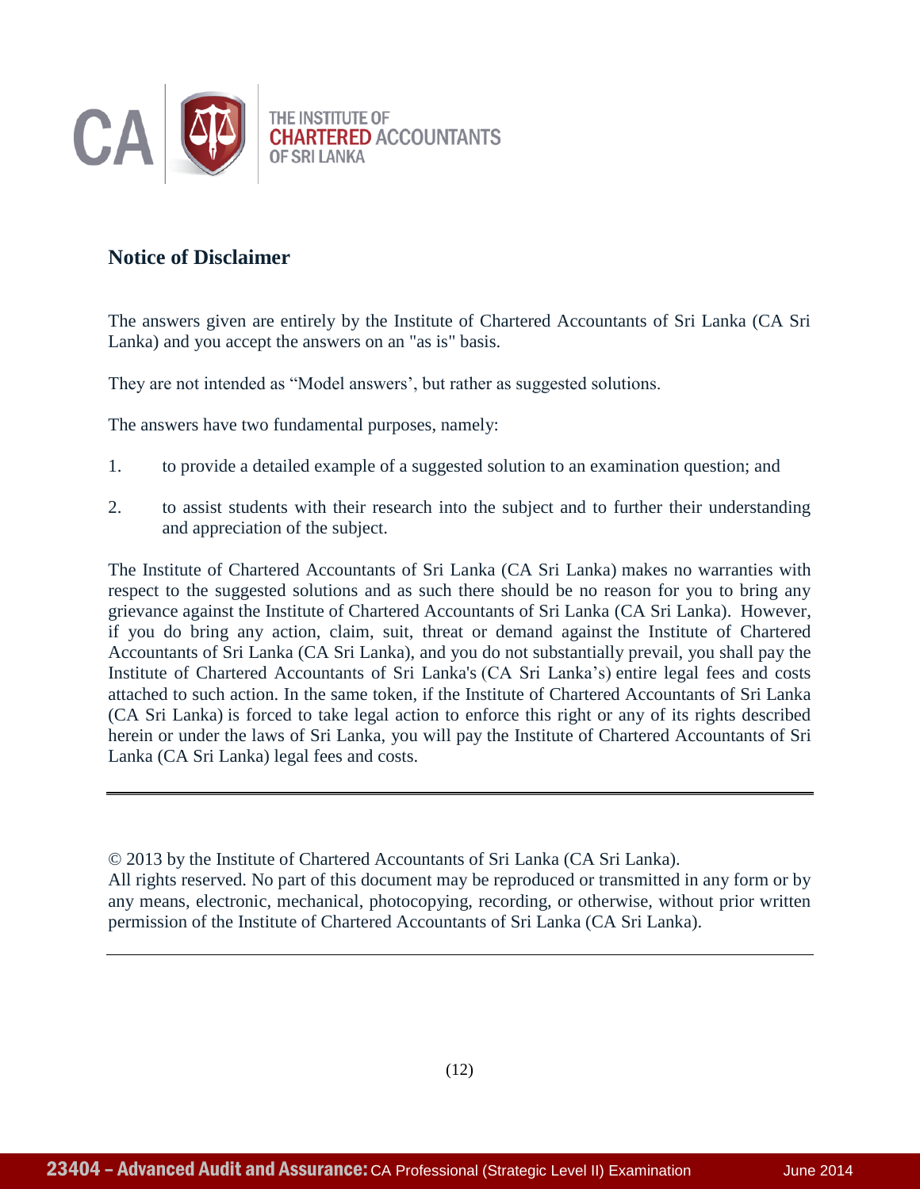THE INSTITUTE OF CHARTERED ACCOUNTANTS OF SRI LANKA

## Notice of Disclaimer

The answers given are entirely by the Institute of Chartered Accountants of Sri Lanka (CA Sri Lanka) and you accept the answers on an "as is" basis.

They are not intended as "Model answers', but rather as suggested solutions.

The answers have two fundamental purposes, namely:

1. to provide a detailed example of a suggested solution to an examination question; and
2. to assist students with their research into the subject and to further their understanding and appreciation of the subject.

The Institute of Chartered Accountants of Sri Lanka (CA Sri Lanka) makes no warranties with respect to the suggested solutions and as such there should be no reason for you to bring any grievance against the Institute of Chartered Accountants of Sri Lanka (CA Sri Lanka). However, if you do bring any action, claim, suit, threat or demand against the Institute of Chartered Accountants of Sri Lanka (CA Sri Lanka), and you do not substantially prevail, you shall pay the Institute of Chartered Accountants of Sri Lanka's (CA Sri Lanka's) entire legal fees and costs attached to such action. In the same token, if the Institute of Chartered Accountants of Sri Lanka (CA Sri Lanka) is forced to take legal action to enforce this right or any of its rights described herein or under the laws of Sri Lanka, you will pay the Institute of Chartered Accountants of Sri Lanka (CA Sri Lanka) legal fees and costs.

---

© 2013 by the Institute of Chartered Accountants of Sri Lanka (CA Sri Lanka).
All rights reserved. No part of this document may be reproduced or transmitted in any form or by any means, electronic, mechanical, photocopying, recording, or otherwise, without prior written permission of the Institute of Chartered Accountants of Sri Lanka (CA Sri Lanka).

---